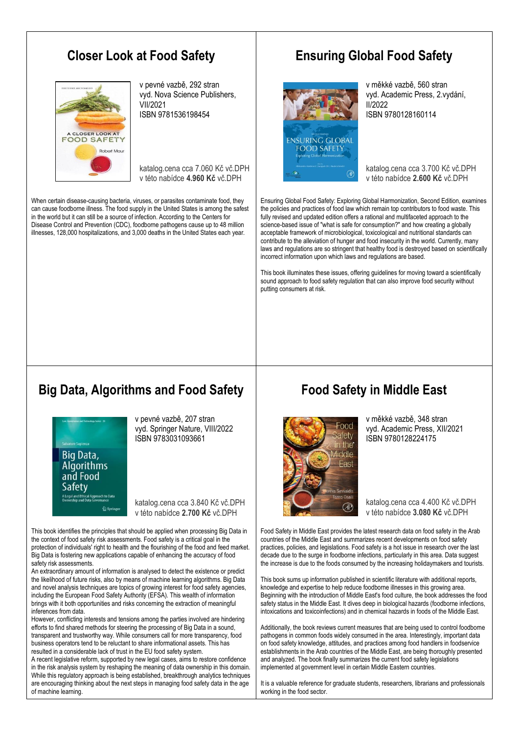## Closer Look at Food Safety

v pevné vazbě, 292 stran
vyd. Nova Science Publishers, VII/2021
ISBN 9781536198454

katalog.cena cca 7.060 Kč vč.DPH
v této nabídce **4.960 Kč** vč.DPH

When certain disease-causing bacteria, viruses, or parasites contaminate food, they can cause foodborne illness. The food supply in the United States is among the safest in the world but it can still be a source of infection. According to the Centers for Disease Control and Prevention (CDC), foodborne pathogens cause up to 48 million illnesses, 128,000 hospitalizations, and 3,000 deaths in the United States each year.

## Ensuring Global Food Safety

v měkké vazbě, 560 stran
vyd. Academic Press, 2.vydání, II/2022
ISBN 9780128160114

katalog.cena cca 3.700 Kč vč.DPH
v této nabídce **2.600 Kč** vč.DPH

Ensuring Global Food Safety: Exploring Global Harmonization, Second Edition, examines the policies and practices of food law which remain top contributors to food waste. This fully revised and updated edition offers a rational and multifaceted approach to the science-based issue of "what is safe for consumption?" and how creating a globally acceptable framework of microbiological, toxicological and nutritional standards can contribute to the alleviation of hunger and food insecurity in the world. Currently, many laws and regulations are so stringent that healthy food is destroyed based on scientifically incorrect information upon which laws and regulations are based.

This book illuminates these issues, offering guidelines for moving toward a scientifically sound approach to food safety regulation that can also improve food security without putting consumers at risk.

## Big Data, Algorithms and Food Safety

v pevné vazbě, 207 stran
vyd. Springer Nature, VIII/2022
ISBN 9783031093661

katalog.cena cca 3.840 Kč vč.DPH
v této nabídce **2.700 Kč** vč.DPH

This book identifies the principles that should be applied when processing Big Data in the context of food safety risk assessments. Food safety is a critical goal in the protection of individuals' right to health and the flourishing of the food and feed market. Big Data is fostering new applications capable of enhancing the accuracy of food safety risk assessments.
An extraordinary amount of information is analysed to detect the existence or predict the likelihood of future risks, also by means of machine learning algorithms. Big Data and novel analysis techniques are topics of growing interest for food safety agencies, including the European Food Safety Authority (EFSA). This wealth of information brings with it both opportunities and risks concerning the extraction of meaningful inferences from data.
However, conflicting interests and tensions among the parties involved are hindering efforts to find shared methods for steering the processing of Big Data in a sound, transparent and trustworthy way. While consumers call for more transparency, food business operators tend to be reluctant to share informational assets. This has resulted in a considerable lack of trust in the EU food safety system.
A recent legislative reform, supported by new legal cases, aims to restore confidence in the risk analysis system by reshaping the meaning of data ownership in this domain. While this regulatory approach is being established, breakthrough analytics techniques are encouraging thinking about the next steps in managing food safety data in the age of machine learning.

## Food Safety in Middle East

v měkké vazbě, 348 stran
vyd. Academic Press, XII/2021
ISBN 9780128224175

katalog.cena cca 4.400 Kč vč.DPH
v této nabídce **3.080 Kč** vč.DPH

Food Safety in Middle East provides the latest research data on food safety in the Arab countries of the Middle East and summarizes recent developments on food safety practices, policies, and legislations. Food safety is a hot issue in research over the last decade due to the surge in foodborne infections, particularly in this area. Data suggest the increase is due to the foods consumed by the increasing holidaymakers and tourists.

This book sums up information published in scientific literature with additional reports, knowledge and expertise to help reduce foodborne illnesses in this growing area. Beginning with the introduction of Middle East's food culture, the book addresses the food safety status in the Middle East. It dives deep in biological hazards (foodborne infections, intoxications and toxicoinfections) and in chemical hazards in foods of the Middle East.

Additionally, the book reviews current measures that are being used to control foodborne pathogens in common foods widely consumed in the area. Interestingly, important data on food safety knowledge, attitudes, and practices among food handlers in foodservice establishments in the Arab countries of the Middle East, are being thoroughly presented and analyzed. The book finally summarizes the current food safety legislations implemented at government level in certain Middle Eastern countries.

It is a valuable reference for graduate students, researchers, librarians and professionals working in the food sector.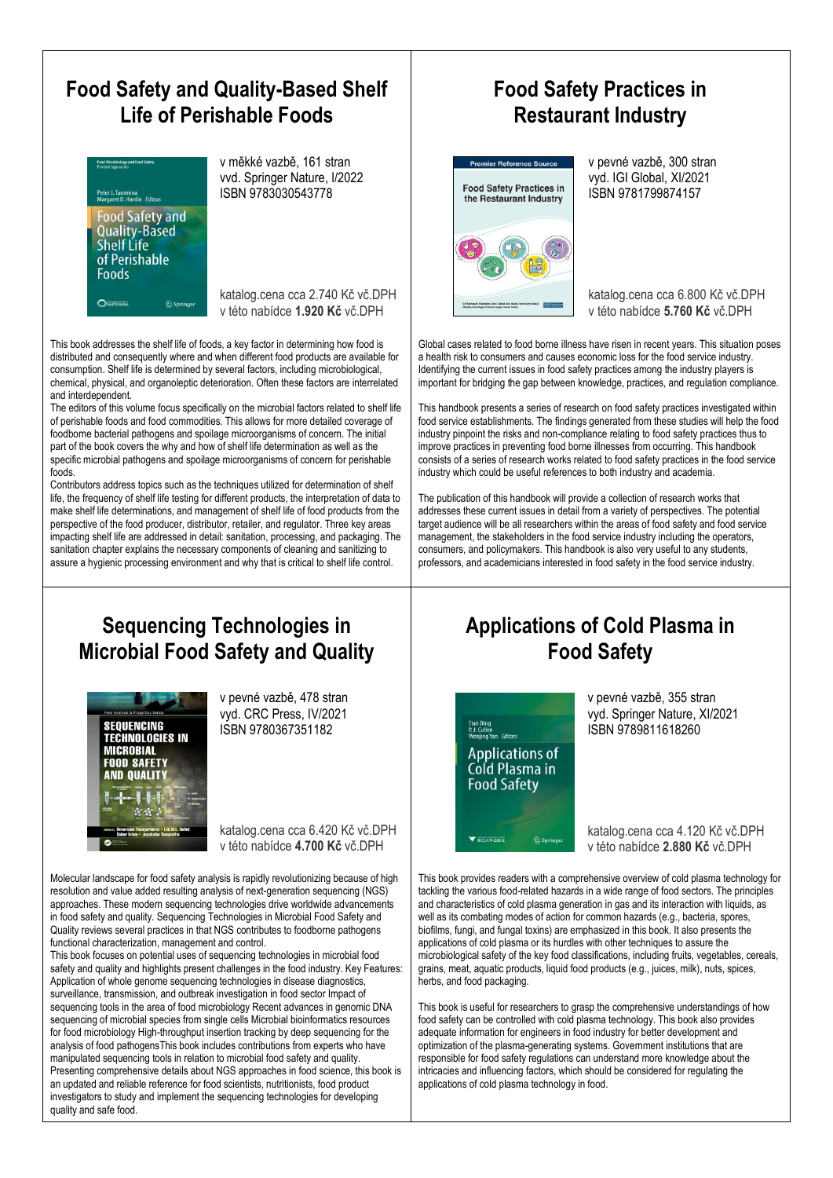## Food Safety and Quality-Based Shelf Life of Perishable Foods

v měkké vazbě, 161 stran
vvd. Springer Nature, I/2022
ISBN 9783030543778

katalog.cena cca 2.740 Kč vč.DPH
v této nabídce **1.920 Kč** vč.DPH

This book addresses the shelf life of foods, a key factor in determining how food is distributed and consequently where and when different food products are available for consumption. Shelf life is determined by several factors, including microbiological, chemical, physical, and organoleptic deterioration. Often these factors are interrelated and interdependent.

The editors of this volume focus specifically on the microbial factors related to shelf life of perishable foods and food commodities. This allows for more detailed coverage of foodborne bacterial pathogens and spoilage microorganisms of concern. The initial part of the book covers the why and how of shelf life determination as well as the specific microbial pathogens and spoilage microorganisms of concern for perishable foods.

Contributors address topics such as the techniques utilized for determination of shelf life, the frequency of shelf life testing for different products, the interpretation of data to make shelf life determinations, and management of shelf life of food products from the perspective of the food producer, distributor, retailer, and regulator. Three key areas impacting shelf life are addressed in detail: sanitation, processing, and packaging. The sanitation chapter explains the necessary components of cleaning and sanitizing to assure a hygienic processing environment and why that is critical to shelf life control.

## Food Safety Practices in Restaurant Industry

v pevné vazbě, 300 stran
vyd. IGI Global, XI/2021
ISBN 9781799874157

katalog.cena cca 6.800 Kč vč.DPH
v této nabídce **5.760 Kč** vč.DPH

Global cases related to food borne illness have risen in recent years. This situation poses a health risk to consumers and causes economic loss for the food service industry. Identifying the current issues in food safety practices among the industry players is important for bridging the gap between knowledge, practices, and regulation compliance.

This handbook presents a series of research on food safety practices investigated within food service establishments. The findings generated from these studies will help the food industry pinpoint the risks and non-compliance relating to food safety practices thus to improve practices in preventing food borne illnesses from occurring. This handbook consists of a series of research works related to food safety practices in the food service industry which could be useful references to both industry and academia.

The publication of this handbook will provide a collection of research works that addresses these current issues in detail from a variety of perspectives. The potential target audience will be all researchers within the areas of food safety and food service management, the stakeholders in the food service industry including the operators, consumers, and policymakers. This handbook is also very useful to any students, professors, and academicians interested in food safety in the food service industry.

## Sequencing Technologies in Microbial Food Safety and Quality

v pevné vazbě, 478 stran
vyd. CRC Press, IV/2021
ISBN 9780367351182

katalog.cena cca 6.420 Kč vč.DPH
v této nabídce **4.700 Kč** vč.DPH

Molecular landscape for food safety analysis is rapidly revolutionizing because of high resolution and value added resulting analysis of next-generation sequencing (NGS) approaches. These modern sequencing technologies drive worldwide advancements in food safety and quality. Sequencing Technologies in Microbial Food Safety and Quality reviews several practices in that NGS contributes to foodborne pathogens functional characterization, management and control.

This book focuses on potential uses of sequencing technologies in microbial food safety and quality and highlights present challenges in the food industry. Key Features: Application of whole genome sequencing technologies in disease diagnostics, surveillance, transmission, and outbreak investigation in food sector Impact of sequencing tools in the area of food microbiology Recent advances in genomic DNA sequencing of microbial species from single cells Microbial bioinformatics resources for food microbiology High-throughput insertion tracking by deep sequencing for the analysis of food pathogensThis book includes contributions from experts who have manipulated sequencing tools in relation to microbial food safety and quality. Presenting comprehensive details about NGS approaches in food science, this book is an updated and reliable reference for food scientists, nutritionists, food product investigators to study and implement the sequencing technologies for developing quality and safe food.

## Applications of Cold Plasma in Food Safety

v pevné vazbě, 355 stran
vyd. Springer Nature, XI/2021
ISBN 9789811618260

katalog.cena cca 4.120 Kč vč.DPH
v této nabídce **2.880 Kč** vč.DPH

This book provides readers with a comprehensive overview of cold plasma technology for tackling the various food-related hazards in a wide range of food sectors. The principles and characteristics of cold plasma generation in gas and its interaction with liquids, as well as its combating modes of action for common hazards (e.g., bacteria, spores, biofilms, fungi, and fungal toxins) are emphasized in this book. It also presents the applications of cold plasma or its hurdles with other techniques to assure the microbiological safety of the key food classifications, including fruits, vegetables, cereals, grains, meat, aquatic products, liquid food products (e.g., juices, milk), nuts, spices, herbs, and food packaging.

This book is useful for researchers to grasp the comprehensive understandings of how food safety can be controlled with cold plasma technology. This book also provides adequate information for engineers in food industry for better development and optimization of the plasma-generating systems. Government institutions that are responsible for food safety regulations can understand more knowledge about the intricacies and influencing factors, which should be considered for regulating the applications of cold plasma technology in food.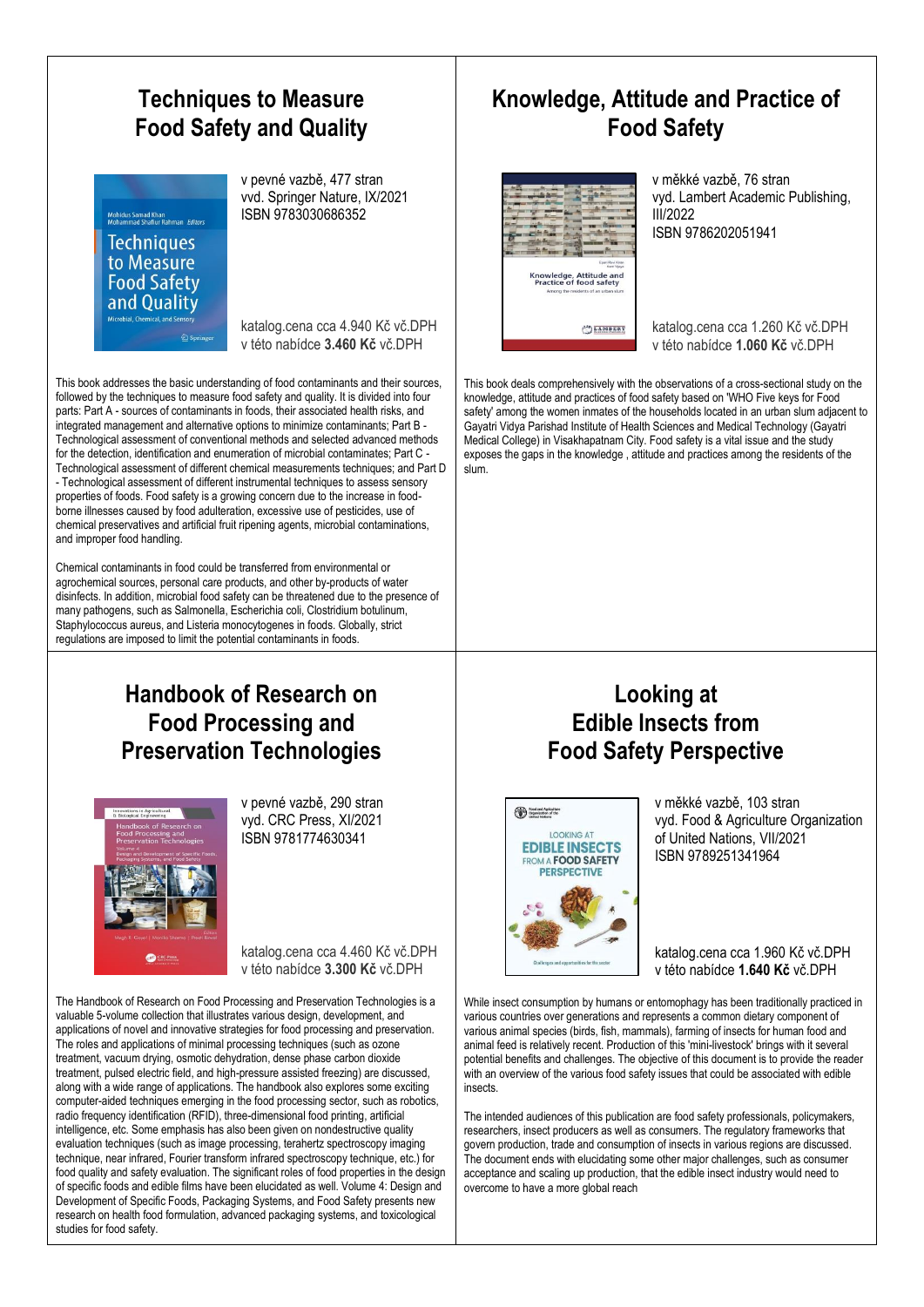## Techniques to Measure Food Safety and Quality

v pevné vazbě, 477 stran
vvd. Springer Nature, IX/2021
ISBN 9783030686352

katalog.cena cca 4.940 Kč vč.DPH
v této nabídce **3.460 Kč** vč.DPH

This book addresses the basic understanding of food contaminants and their sources, followed by the techniques to measure food safety and quality. It is divided into four parts: Part A - sources of contaminants in foods, their associated health risks, and integrated management and alternative options to minimize contaminants; Part B - Technological assessment of conventional methods and selected advanced methods for the detection, identification and enumeration of microbial contaminates; Part C - Technological assessment of different chemical measurements techniques; and Part D - Technological assessment of different instrumental techniques to assess sensory properties of foods. Food safety is a growing concern due to the increase in food-borne illnesses caused by food adulteration, excessive use of pesticides, use of chemical preservatives and artificial fruit ripening agents, microbial contaminations, and improper food handling.

Chemical contaminants in food could be transferred from environmental or agrochemical sources, personal care products, and other by-products of water disinfects. In addition, microbial food safety can be threatened due to the presence of many pathogens, such as Salmonella, Escherichia coli, Clostridium botulinum, Staphylococcus aureus, and Listeria monocytogenes in foods. Globally, strict regulations are imposed to limit the potential contaminants in foods.

## Knowledge, Attitude and Practice of Food Safety

v měkké vazbě, 76 stran
vyd. Lambert Academic Publishing, III/2022
ISBN 9786202051941

katalog.cena cca 1.260 Kč vč.DPH
v této nabídce **1.060 Kč** vč.DPH

This book deals comprehensively with the observations of a cross-sectional study on the knowledge, attitude and practices of food safety based on 'WHO Five keys for Food safety' among the women inmates of the households located in an urban slum adjacent to Gayatri Vidya Parishad Institute of Health Sciences and Medical Technology (Gayatri Medical College) in Visakhapatnam City. Food safety is a vital issue and the study exposes the gaps in the knowledge , attitude and practices among the residents of the slum.

## Handbook of Research on Food Processing and Preservation Technologies

v pevné vazbě, 290 stran
vyd. CRC Press, XI/2021
ISBN 9781774630341

katalog.cena cca 4.460 Kč vč.DPH
v této nabídce **3.300 Kč** vč.DPH

The Handbook of Research on Food Processing and Preservation Technologies is a valuable 5-volume collection that illustrates various design, development, and applications of novel and innovative strategies for food processing and preservation. The roles and applications of minimal processing techniques (such as ozone treatment, vacuum drying, osmotic dehydration, dense phase carbon dioxide treatment, pulsed electric field, and high-pressure assisted freezing) are discussed, along with a wide range of applications. The handbook also explores some exciting computer-aided techniques emerging in the food processing sector, such as robotics, radio frequency identification (RFID), three-dimensional food printing, artificial intelligence, etc. Some emphasis has also been given on nondestructive quality evaluation techniques (such as image processing, terahertz spectroscopy imaging technique, near infrared, Fourier transform infrared spectroscopy technique, etc.) for food quality and safety evaluation. The significant roles of food properties in the design of specific foods and edible films have been elucidated as well. Volume 4: Design and Development of Specific Foods, Packaging Systems, and Food Safety presents new research on health food formulation, advanced packaging systems, and toxicological studies for food safety.

## Looking at Edible Insects from Food Safety Perspective

v měkké vazbě, 103 stran
vyd. Food & Agriculture Organization of United Nations, VII/2021
ISBN 9789251341964

katalog.cena cca 1.960 Kč vč.DPH
v této nabídce **1.640 Kč** vč.DPH

While insect consumption by humans or entomophagy has been traditionally practiced in various countries over generations and represents a common dietary component of various animal species (birds, fish, mammals), farming of insects for human food and animal feed is relatively recent. Production of this 'mini-livestock' brings with it several potential benefits and challenges. The objective of this document is to provide the reader with an overview of the various food safety issues that could be associated with edible insects.

The intended audiences of this publication are food safety professionals, policymakers, researchers, insect producers as well as consumers. The regulatory frameworks that govern production, trade and consumption of insects in various regions are discussed. The document ends with elucidating some other major challenges, such as consumer acceptance and scaling up production, that the edible insect industry would need to overcome to have a more global reach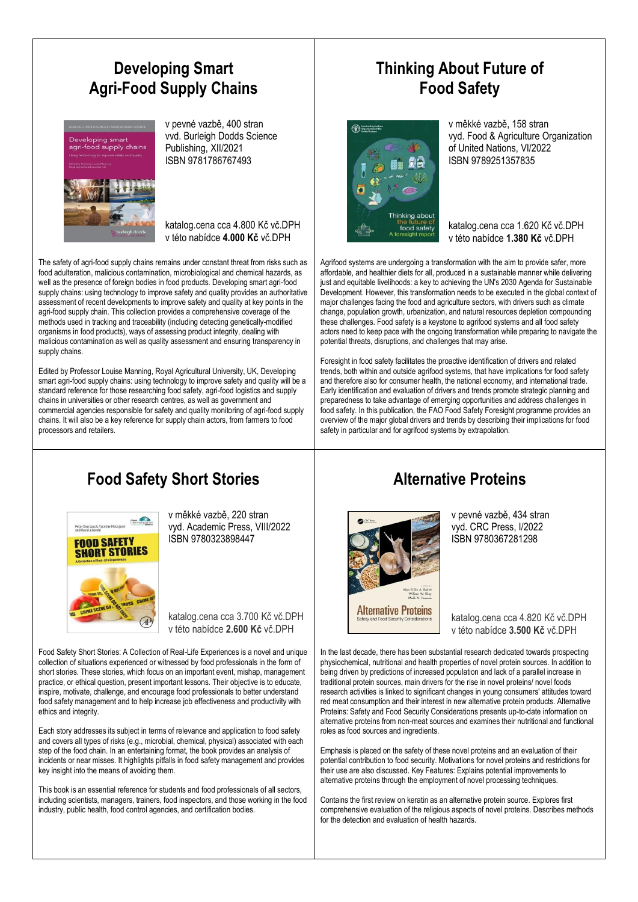## Developing Smart Agri-Food Supply Chains

v pevné vazbě, 400 stran
vyd. Burleigh Dodds Science Publishing, XII/2021
ISBN 9781786767493

katalog.cena cca 4.800 Kč vč.DPH
v této nabídce **4.000 Kč** vč.DPH

The safety of agri-food supply chains remains under constant threat from risks such as food adulteration, malicious contamination, microbiological and chemical hazards, as well as the presence of foreign bodies in food products. Developing smart agri-food supply chains: using technology to improve safety and quality provides an authoritative assessment of recent developments to improve safety and quality at key points in the agri-food supply chain. This collection provides a comprehensive coverage of the methods used in tracking and traceability (including detecting genetically-modified organisms in food products), ways of assessing product integrity, dealing with malicious contamination as well as quality assessment and ensuring transparency in supply chains.

Edited by Professor Louise Manning, Royal Agricultural University, UK, Developing smart agri-food supply chains: using technology to improve safety and quality will be a standard reference for those researching food safety, agri-food logistics and supply chains in universities or other research centres, as well as government and commercial agencies responsible for safety and quality monitoring of agri-food supply chains. It will also be a key reference for supply chain actors, from farmers to food processors and retailers.

## Thinking About Future of Food Safety

v měkké vazbě, 158 stran
vyd. Food & Agriculture Organization of United Nations, VI/2022
ISBN 9789251357835

katalog.cena cca 1.620 Kč vč.DPH
v této nabídce **1.380 Kč** vč.DPH

Agrifood systems are undergoing a transformation with the aim to provide safer, more affordable, and healthier diets for all, produced in a sustainable manner while delivering just and equitable livelihoods: a key to achieving the UN's 2030 Agenda for Sustainable Development. However, this transformation needs to be executed in the global context of major challenges facing the food and agriculture sectors, with drivers such as climate change, population growth, urbanization, and natural resources depletion compounding these challenges. Food safety is a keystone to agrifood systems and all food safety actors need to keep pace with the ongoing transformation while preparing to navigate the potential threats, disruptions, and challenges that may arise.

Foresight in food safety facilitates the proactive identification of drivers and related trends, both within and outside agrifood systems, that have implications for food safety and therefore also for consumer health, the national economy, and international trade. Early identification and evaluation of drivers and trends promote strategic planning and preparedness to take advantage of emerging opportunities and address challenges in food safety. In this publication, the FAO Food Safety Foresight programme provides an overview of the major global drivers and trends by describing their implications for food safety in particular and for agrifood systems by extrapolation.

## Food Safety Short Stories

v měkké vazbě, 220 stran
vyd. Academic Press, VIII/2022
ISBN 9780323898447

katalog.cena cca 3.700 Kč vč.DPH
v této nabídce **2.600 Kč** vč.DPH

Food Safety Short Stories: A Collection of Real-Life Experiences is a novel and unique collection of situations experienced or witnessed by food professionals in the form of short stories. These stories, which focus on an important event, mishap, management practice, or ethical question, present important lessons. Their objective is to educate, inspire, motivate, challenge, and encourage food professionals to better understand food safety management and to help increase job effectiveness and productivity with ethics and integrity.

Each story addresses its subject in terms of relevance and application to food safety and covers all types of risks (e.g., microbial, chemical, physical) associated with each step of the food chain. In an entertaining format, the book provides an analysis of incidents or near misses. It highlights pitfalls in food safety management and provides key insight into the means of avoiding them.

This book is an essential reference for students and food professionals of all sectors, including scientists, managers, trainers, food inspectors, and those working in the food industry, public health, food control agencies, and certification bodies.

## Alternative Proteins

v pevné vazbě, 434 stran
vyd. CRC Press, I/2022
ISBN 9780367281298

katalog.cena cca 4.820 Kč vč.DPH
v této nabídce **3.500 Kč** vč.DPH

In the last decade, there has been substantial research dedicated towards prospecting physiochemical, nutritional and health properties of novel protein sources. In addition to being driven by predictions of increased population and lack of a parallel increase in traditional protein sources, main drivers for the rise in novel proteins/ novel foods research activities is linked to significant changes in young consumers' attitudes toward red meat consumption and their interest in new alternative protein products. Alternative Proteins: Safety and Food Security Considerations presents up-to-date information on alternative proteins from non-meat sources and examines their nutritional and functional roles as food sources and ingredients.

Emphasis is placed on the safety of these novel proteins and an evaluation of their potential contribution to food security. Motivations for novel proteins and restrictions for their use are also discussed. Key Features: Explains potential improvements to alternative proteins through the employment of novel processing techniques.

Contains the first review on keratin as an alternative protein source. Explores first comprehensive evaluation of the religious aspects of novel proteins. Describes methods for the detection and evaluation of health hazards.